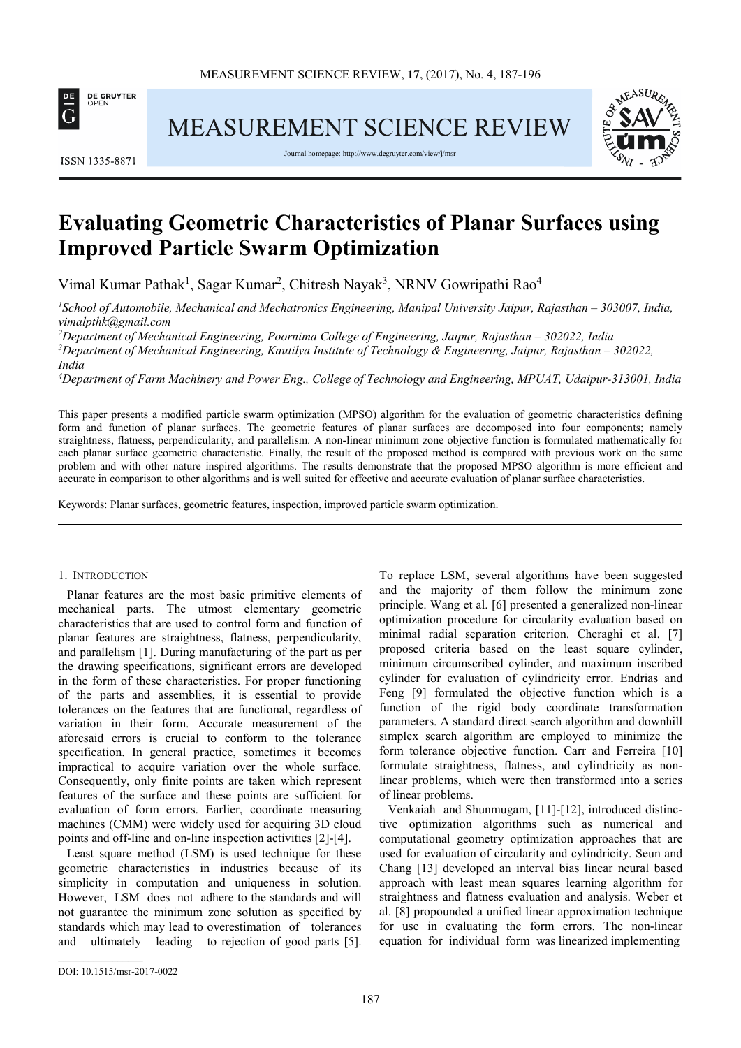# Evaluating Geometric Characteristics of Planar Surfaces using Improved Particle Swarm Optimization

Vimal Kumar Pathak[1], Sagar Kumar[2], Chitresh Nayak[3], NRNV Gowripathi Rao[4]

[1]*School of Automobile, Mechanical and Mechatronics Engineering, Manipal University Jaipur, Rajasthan – 303007, India, vimalpthk@gmail.com*
[2]*Department of Mechanical Engineering, Poornima College of Engineering, Jaipur, Rajasthan – 302022, India*
[3]*Department of Mechanical Engineering, Kautilya Institute of Technology & Engineering, Jaipur, Rajasthan – 302022, India*
[4]*Department of Farm Machinery and Power Eng., College of Technology and Engineering, MPUAT, Udaipur-313001, India*

This paper presents a modified particle swarm optimization (MPSO) algorithm for the evaluation of geometric characteristics defining form and function of planar surfaces. The geometric features of planar surfaces are decomposed into four components; namely straightness, flatness, perpendicularity, and parallelism. A non-linear minimum zone objective function is formulated mathematically for each planar surface geometric characteristic. Finally, the result of the proposed method is compared with previous work on the same problem and with other nature inspired algorithms. The results demonstrate that the proposed MPSO algorithm is more efficient and accurate in comparison to other algorithms and is well suited for effective and accurate evaluation of planar surface characteristics.

Keywords: Planar surfaces, geometric features, inspection, improved particle swarm optimization.

## 1. Introduction

Planar features are the most basic primitive elements of mechanical parts. The utmost elementary geometric characteristics that are used to control form and function of planar features are straightness, flatness, perpendicularity, and parallelism [1]. During manufacturing of the part as per the drawing specifications, significant errors are developed in the form of these characteristics. For proper functioning of the parts and assemblies, it is essential to provide tolerances on the features that are functional, regardless of variation in their form. Accurate measurement of the aforesaid errors is crucial to conform to the tolerance specification. In general practice, sometimes it becomes impractical to acquire variation over the whole surface. Consequently, only finite points are taken which represent features of the surface and these points are sufficient for evaluation of form errors. Earlier, coordinate measuring machines (CMM) were widely used for acquiring 3D cloud points and off-line and on-line inspection activities [2]-[4].

Least square method (LSM) is used technique for these geometric characteristics in industries because of its simplicity in computation and uniqueness in solution. However, LSM does not adhere to the standards and will not guarantee the minimum zone solution as specified by standards which may lead to overestimation of tolerances and ultimately leading to rejection of good parts [5]. To replace LSM, several algorithms have been suggested and the majority of them follow the minimum zone principle. Wang et al. [6] presented a generalized non-linear optimization procedure for circularity evaluation based on minimal radial separation criterion. Cheraghi et al. [7] proposed criteria based on the least square cylinder, minimum circumscribed cylinder, and maximum inscribed cylinder for evaluation of cylindricity error. Endrias and Feng [9] formulated the objective function which is a function of the rigid body coordinate transformation parameters. A standard direct search algorithm and downhill simplex search algorithm are employed to minimize the form tolerance objective function. Carr and Ferreira [10] formulate straightness, flatness, and cylindricity as non-linear problems, which were then transformed into a series of linear problems.

Venkaiah and Shunmugam, [11]-[12], introduced distinctive optimization algorithms such as numerical and computational geometry optimization approaches that are used for evaluation of circularity and cylindricity. Seun and Chang [13] developed an interval bias linear neural based approach with least mean squares learning algorithm for straightness and flatness evaluation and analysis. Weber et al. [8] propounded a unified linear approximation technique for use in evaluating the form errors. The non-linear equation for individual form was linearized implementing

DOI: 10.1515/msr-2017-0022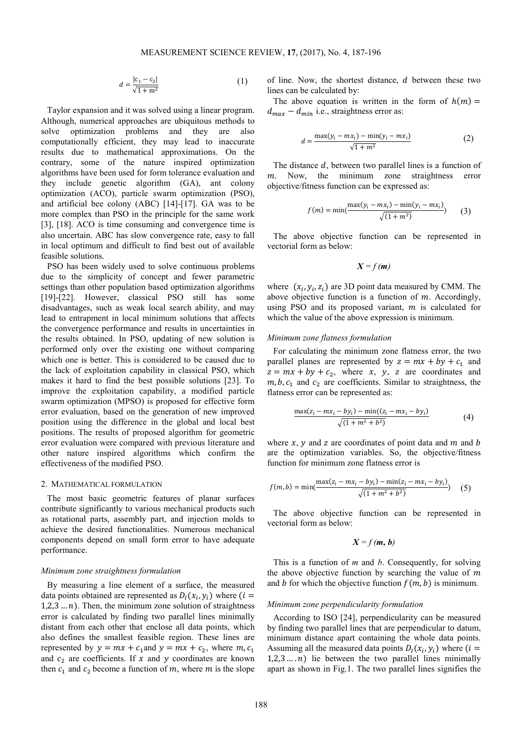$$d = \frac{|c_1 - c_2|}{\sqrt{1 + m^2}} \tag{1}$$

Taylor expansion and it was solved using a linear program. Although, numerical approaches are ubiquitous methods to solve optimization problems and they are also computationally efficient, they may lead to inaccurate results due to mathematical approximations. On the contrary, some of the nature inspired optimization algorithms have been used for form tolerance evaluation and they include genetic algorithm (GA), ant colony optimization (ACO), particle swarm optimization (PSO), and artificial bee colony (ABC) [14]-[17]. GA was to be more complex than PSO in the principle for the same work [3], [18]. ACO is time consuming and convergence time is also uncertain. ABC has slow convergence rate, easy to fall in local optimum and difficult to find best out of available feasible solutions.

PSO has been widely used to solve continuous problems due to the simplicity of concept and fewer parametric settings than other population based optimization algorithms [19]-[22]. However, classical PSO still has some disadvantages, such as weak local search ability, and may lead to entrapment in local minimum solutions that affects the convergence performance and results in uncertainties in the results obtained. In PSO, updating of new solution is performed only over the existing one without comparing which one is better. This is considered to be caused due to the lack of exploitation capability in classical PSO, which makes it hard to find the best possible solutions [23]. To improve the exploitation capability, a modified particle swarm optimization (MPSO) is proposed for effective form error evaluation, based on the generation of new improved position using the difference in the global and local best positions. The results of proposed algorithm for geometric error evaluation were compared with previous literature and other nature inspired algorithms which confirm the effectiveness of the modified PSO.

## 2. Mathematical formulation

The most basic geometric features of planar surfaces contribute significantly to various mechanical products such as rotational parts, assembly part, and injection molds to achieve the desired functionalities. Numerous mechanical components depend on small form error to have adequate performance.

### *Minimum zone straightness formulation*

By measuring a line element of a surface, the measured data points obtained are represented as $D_I(x_i, y_i)$ where $(i = 1,2,3 \dots n)$. Then, the minimum zone solution of straightness error is calculated by finding two parallel lines minimally distant from each other that enclose all data points, which also defines the smallest feasible region. These lines are represented by $y = mx + c_1$ and $y = mx + c_2$, where $m, c_1$ and $c_2$ are coefficients. If $x$ and $y$ coordinates are known then $c_1$ and $c_2$ become a function of $m$, where $m$ is the slope of line. Now, the shortest distance, $d$ between these two lines can be calculated by:

The above equation is written in the form of $h(m) = d_{max} - d_{min}$ i.e., straightness error as:

$$d = \frac{\max(y_i - mx_i) - \min(y_i - mx_i)}{\sqrt{1 + m^2}} \tag{2}$$

The distance $d$, between two parallel lines is a function of $m$. Now, the minimum zone straightness error objective/fitness function can be expressed as:

$$f(m) = \min\left(\frac{\max(y_i - mx_i) - \min(y_i - mx_i)}{\sqrt{(1 + m^2)}}\right) \tag{3}$$

The above objective function can be represented in vectorial form as below:

$$\boldsymbol{X} = f\,(\boldsymbol{m})$$

where $(x_i, y_i, z_i)$ are 3D point data measured by CMM. The above objective function is a function of $m$. Accordingly, using PSO and its proposed variant, $m$ is calculated for which the value of the above expression is minimum.

### *Minimum zone flatness formulation*

For calculating the minimum zone flatness error, the two parallel planes are represented by $z = mx + by + c_1$ and $z = mx + by + c_2$, where $x$, $y$, $z$ are coordinates and $m, b, c_1$ and $c_2$ are coefficients. Similar to straightness, the flatness error can be represented as:

$$\frac{\max(z_i - mx_i - by_i) - \min((z_i - mx_i - by_i)}{\sqrt{(1 + m^2 + b^2)}} \tag{4}$$

where $x$, $y$ and $z$ are coordinates of point data and $m$ and $b$ are the optimization variables. So, the objective/fitness function for minimum zone flatness error is

$$f(m, b) = \min\left(\frac{\max(z_i - mx_i - by_i) - \min(z_i - mx_i - by_i)}{\sqrt{(1 + m^2 + b^2)}}\right) \tag{5}$$

The above objective function can be represented in vectorial form as below:

$$\boldsymbol{X} = f\,(\boldsymbol{m, b})$$

This is a function of *m* and *b*. Consequently, for solving the above objective function by searching the value of $m$ and $b$ for which the objective function $f(m, b)$ is minimum.

### *Minimum zone perpendicularity formulation*

According to ISO [24], perpendicularity can be measured by finding two parallel lines that are perpendicular to datum, minimum distance apart containing the whole data points. Assuming all the measured data points $D_I(x_i, y_i)$ where $(i = 1,2,3 \dots .n)$ lie between the two parallel lines minimally apart as shown in Fig.1. The two parallel lines signifies the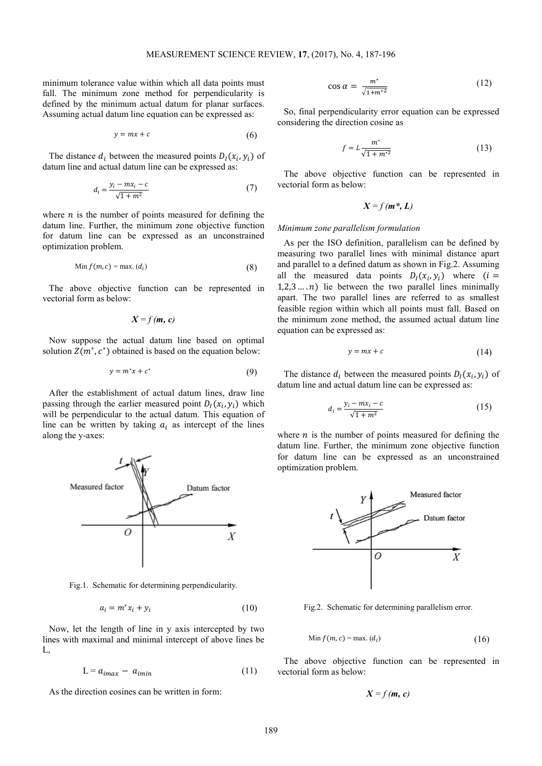minimum tolerance value within which all data points must fall. The minimum zone method for perpendicularity is defined by the minimum actual datum for planar surfaces. Assuming actual datum line equation can be expressed as:

$$y = mx + c \tag{6}$$

The distance $d_i$ between the measured points $D_I(x_i, y_i)$ of datum line and actual datum line can be expressed as:

$$d_i = \frac{y_i - mx_i - c}{\sqrt{1+m^2}} \tag{7}$$

where $n$ is the number of points measured for defining the datum line. Further, the minimum zone objective function for datum line can be expressed as an unconstrained optimization problem.

$$\text{Min } f(m, c) = \text{max. } (d_i) \tag{8}$$

The above objective function can be represented in vectorial form as below:

$$\boldsymbol{X} = f\,(\boldsymbol{m}, \boldsymbol{c})$$

Now suppose the actual datum line based on optimal solution $Z(m^*, c^*)$ obtained is based on the equation below:

$$y = m^*x + c^* \tag{9}$$

After the establishment of actual datum lines, draw line passing through the earlier measured point $D_I(x_i, y_i)$ which will be perpendicular to the actual datum. This equation of line can be written by taking $a_i$ as intercept of the lines along the y-axes:

Fig.1. Schematic for determining perpendicularity.

$$a_i = m^* x_i + y_i \tag{10}$$

Now, let the length of line in y axis intercepted by two lines with maximal and minimal intercept of above lines be L,

$$\text{L} = a_{imax} - a_{imin} \tag{11}$$

As the direction cosines can be written in form:

$$\cos\alpha = \frac{m^*}{\sqrt{1+m^{*2}}} \tag{12}$$

So, final perpendicularity error equation can be expressed considering the direction cosine as

$$f = L\frac{m^*}{\sqrt{1+m^{*2}}} \tag{13}$$

The above objective function can be represented in vectorial form as below:

$$\boldsymbol{X} = f\,(\boldsymbol{m^*}, \boldsymbol{L})$$

*Minimum zone parallelism formulation*

As per the ISO definition, parallelism can be defined by measuring two parallel lines with minimal distance apart and parallel to a defined datum as shown in Fig.2. Assuming all the measured data points $D_I(x_i, y_i)$ where $(i = 1,2,3 \dots .n)$ lie between the two parallel lines minimally apart. The two parallel lines are referred to as smallest feasible region within which all points must fall. Based on the minimum zone method, the assumed actual datum line equation can be expressed as:

$$y = mx + c \tag{14}$$

The distance $d_i$ between the measured points $D_I(x_i, y_i)$ of datum line and actual datum line can be expressed as:

$$d_i = \frac{y_i - mx_i - c}{\sqrt{1+m^2}} \tag{15}$$

where $n$ is the number of points measured for defining the datum line. Further, the minimum zone objective function for datum line can be expressed as an unconstrained optimization problem.

Fig.2. Schematic for determining parallelism error.

$$\text{Min } f(m, c) = \text{max. } (d_i) \tag{16}$$

The above objective function can be represented in vectorial form as below:

$$\boldsymbol{X} = f\,(\boldsymbol{m}, \boldsymbol{c})$$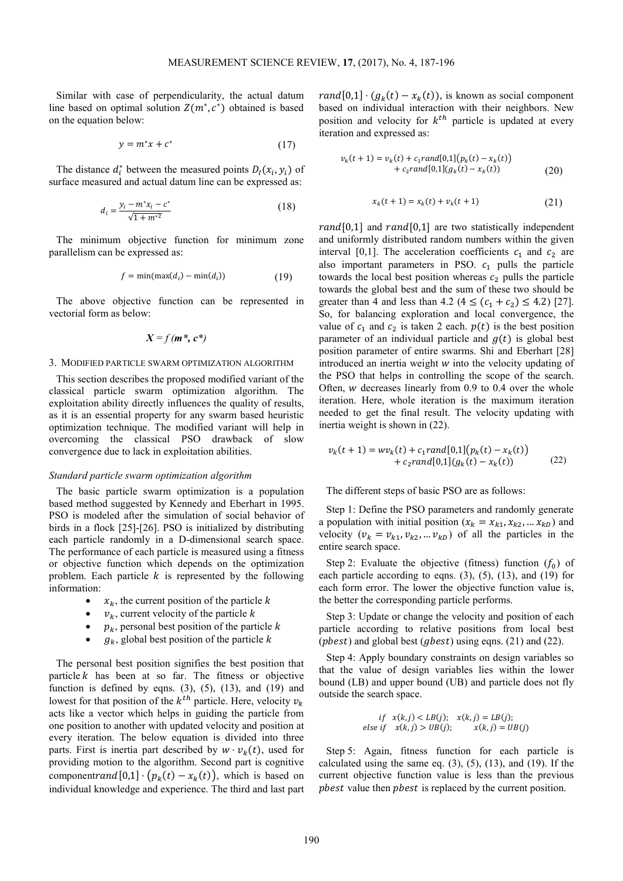Similar with case of perpendicularity, the actual datum line based on optimal solution $Z(m^*, c^*)$ obtained is based on the equation below:

$$y = m^*x + c^* \tag{17}$$

The distance $d_i^*$ between the measured points $D_I(x_i, y_i)$ of surface measured and actual datum line can be expressed as:

$$d_i = \frac{y_i - m^*x_i - c^*}{\sqrt{1 + m^{*2}}} \tag{18}$$

The minimum objective function for minimum zone parallelism can be expressed as:

$$f = \min(\max(d_i) - \min(d_i)) \tag{19}$$

The above objective function can be represented in vectorial form as below:

$$\boldsymbol{X} = f\,(\boldsymbol{m^*}, \boldsymbol{c^*})$$

## 3. Modified particle swarm optimization algorithm

This section describes the proposed modified variant of the classical particle swarm optimization algorithm. The exploitation ability directly influences the quality of results, as it is an essential property for any swarm based heuristic optimization technique. The modified variant will help in overcoming the classical PSO drawback of slow convergence due to lack in exploitation abilities.

### *Standard particle swarm optimization algorithm*

The basic particle swarm optimization is a population based method suggested by Kennedy and Eberhart in 1995. PSO is modeled after the simulation of social behavior of birds in a flock [25]-[26]. PSO is initialized by distributing each particle randomly in a D-dimensional search space. The performance of each particle is measured using a fitness or objective function which depends on the optimization problem. Each particle $k$ is represented by the following information:

- $x_k$, the current position of the particle $k$
- $v_k$, current velocity of the particle $k$
- $p_k$, personal best position of the particle $k$
- $g_k$, global best position of the particle $k$

The personal best position signifies the best position that particle $k$ has been at so far. The fitness or objective function is defined by eqns. (3), (5), (13), and (19) and lowest for that position of the $k^{th}$ particle. Here, velocity $v_k$ acts like a vector which helps in guiding the particle from one position to another with updated velocity and position at every iteration. The below equation is divided into three parts. First is inertia part described by $w \cdot v_k(t)$, used for providing motion to the algorithm. Second part is cognitive component $rand[0,1] \cdot (p_k(t) - x_k(t))$, which is based on individual knowledge and experience. The third and last part $rand[0,1] \cdot (g_k(t) - x_k(t))$, is known as social component based on individual interaction with their neighbors. New position and velocity for $k^{th}$ particle is updated at every iteration and expressed as:

$$v_k(t+1) = v_k(t) + c_1 rand[0,1]\big(p_k(t) - x_k(t)\big) + c_2 rand[0,1](g_k(t) - x_k(t)) \tag{20}$$

$$x_k(t+1) = x_k(t) + v_k(t+1) \tag{21}$$

$rand[0,1]$ and $rand[0,1]$ are two statistically independent and uniformly distributed random numbers within the given interval [0,1]. The acceleration coefficients $c_1$ and $c_2$ are also important parameters in PSO. $c_1$ pulls the particle towards the local best position whereas $c_2$ pulls the particle towards the global best and the sum of these two should be greater than 4 and less than 4.2 ($4 \leq (c_1 + c_2) \leq 4.2$) [27]. So, for balancing exploration and local convergence, the value of $c_1$ and $c_2$ is taken 2 each. $p(t)$ is the best position parameter of an individual particle and $g(t)$ is global best position parameter of entire swarms. Shi and Eberhart [28] introduced an inertia weight $w$ into the velocity updating of the PSO that helps in controlling the scope of the search. Often, $w$ decreases linearly from 0.9 to 0.4 over the whole iteration. Here, whole iteration is the maximum iteration needed to get the final result. The velocity updating with inertia weight is shown in (22).

$$v_k(t+1) = wv_k(t) + c_1 rand[0,1]\big(p_k(t) - x_k(t)\big) + c_2 rand[0,1](g_k(t) - x_k(t)) \tag{22}$$

The different steps of basic PSO are as follows:

Step 1: Define the PSO parameters and randomly generate a population with initial position ($x_k = x_{k1}, x_{k2}, \ldots x_{kD}$) and velocity ($v_k = v_{k1}, v_{k2}, \ldots v_{kD}$) of all the particles in the entire search space.

Step 2: Evaluate the objective (fitness) function ($f_0$) of each particle according to eqns. (3), (5), (13), and (19) for each form error. The lower the objective function value is, the better the corresponding particle performs.

Step 3: Update or change the velocity and position of each particle according to relative positions from local best ($pbest$) and global best ($gbest$) using eqns. (21) and (22).

Step 4: Apply boundary constraints on design variables so that the value of design variables lies within the lower bound (LB) and upper bound (UB) and particle does not fly outside the search space.

$$\begin{aligned} &if \quad x(k,j) < LB(j); \quad x(k,j) = LB(j); \\ &else\ if \quad x(k,j) > UB(j); \qquad x(k,j) = UB(j) \end{aligned}$$

Step 5: Again, fitness function for each particle is calculated using the same eq. (3), (5), (13), and (19). If the current objective function value is less than the previous $pbest$ value then $pbest$ is replaced by the current position.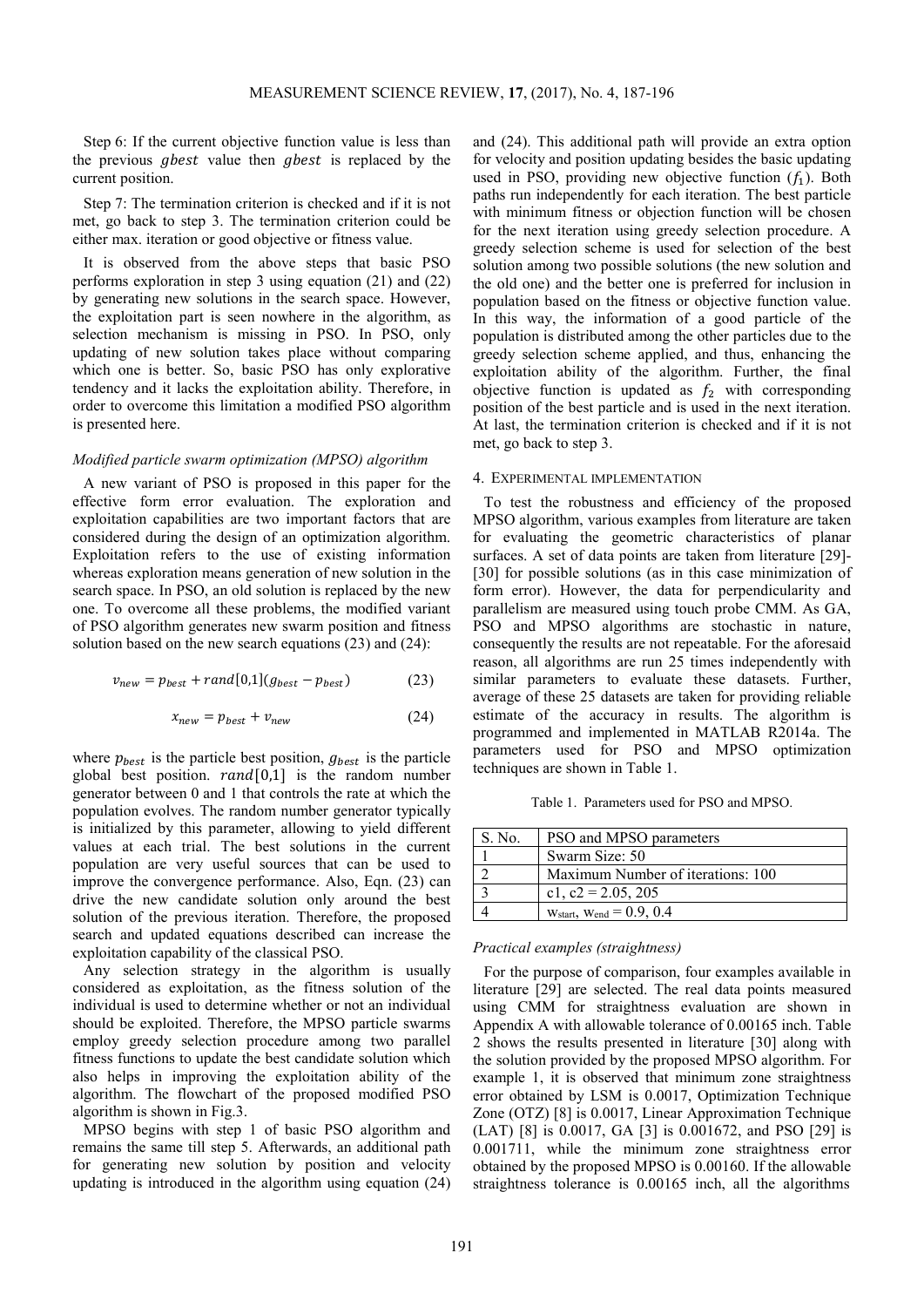Step 6: If the current objective function value is less than the previous $gbest$ value then $gbest$ is replaced by the current position.

Step 7: The termination criterion is checked and if it is not met, go back to step 3. The termination criterion could be either max. iteration or good objective or fitness value.

It is observed from the above steps that basic PSO performs exploration in step 3 using equation (21) and (22) by generating new solutions in the search space. However, the exploitation part is seen nowhere in the algorithm, as selection mechanism is missing in PSO. In PSO, only updating of new solution takes place without comparing which one is better. So, basic PSO has only explorative tendency and it lacks the exploitation ability. Therefore, in order to overcome this limitation a modified PSO algorithm is presented here.

### *Modified particle swarm optimization (MPSO) algorithm*

A new variant of PSO is proposed in this paper for the effective form error evaluation. The exploration and exploitation capabilities are two important factors that are considered during the design of an optimization algorithm. Exploitation refers to the use of existing information whereas exploration means generation of new solution in the search space. In PSO, an old solution is replaced by the new one. To overcome all these problems, the modified variant of PSO algorithm generates new swarm position and fitness solution based on the new search equations (23) and (24):

$$v_{new} = p_{best} + rand[0,1](g_{best} - p_{best}) \tag{23}$$

$$x_{new} = p_{best} + v_{new} \tag{24}$$

where $p_{best}$ is the particle best position, $g_{best}$ is the particle global best position. $rand[0,1]$ is the random number generator between 0 and 1 that controls the rate at which the population evolves. The random number generator typically is initialized by this parameter, allowing to yield different values at each trial. The best solutions in the current population are very useful sources that can be used to improve the convergence performance. Also, Eqn. (23) can drive the new candidate solution only around the best solution of the previous iteration. Therefore, the proposed search and updated equations described can increase the exploitation capability of the classical PSO.

Any selection strategy in the algorithm is usually considered as exploitation, as the fitness solution of the individual is used to determine whether or not an individual should be exploited. Therefore, the MPSO particle swarms employ greedy selection procedure among two parallel fitness functions to update the best candidate solution which also helps in improving the exploitation ability of the algorithm. The flowchart of the proposed modified PSO algorithm is shown in Fig.3.

MPSO begins with step 1 of basic PSO algorithm and remains the same till step 5. Afterwards, an additional path for generating new solution by position and velocity updating is introduced in the algorithm using equation (24) and (24). This additional path will provide an extra option for velocity and position updating besides the basic updating used in PSO, providing new objective function ($f_1$). Both paths run independently for each iteration. The best particle with minimum fitness or objection function will be chosen for the next iteration using greedy selection procedure. A greedy selection scheme is used for selection of the best solution among two possible solutions (the new solution and the old one) and the better one is preferred for inclusion in population based on the fitness or objective function value. In this way, the information of a good particle of the population is distributed among the other particles due to the greedy selection scheme applied, and thus, enhancing the exploitation ability of the algorithm. Further, the final objective function is updated as $f_2$ with corresponding position of the best particle and is used in the next iteration. At last, the termination criterion is checked and if it is not met, go back to step 3.

## 4. EXPERIMENTAL IMPLEMENTATION

To test the robustness and efficiency of the proposed MPSO algorithm, various examples from literature are taken for evaluating the geometric characteristics of planar surfaces. A set of data points are taken from literature [29]-[30] for possible solutions (as in this case minimization of form error). However, the data for perpendicularity and parallelism are measured using touch probe CMM. As GA, PSO and MPSO algorithms are stochastic in nature, consequently the results are not repeatable. For the aforesaid reason, all algorithms are run 25 times independently with similar parameters to evaluate these datasets. Further, average of these 25 datasets are taken for providing reliable estimate of the accuracy in results. The algorithm is programmed and implemented in MATLAB R2014a. The parameters used for PSO and MPSO optimization techniques are shown in Table 1.

Table 1. Parameters used for PSO and MPSO.

| S. No. | PSO and MPSO parameters |
|---|---|
| 1 | Swarm Size: 50 |
| 2 | Maximum Number of iterations: 100 |
| 3 | c1, c2 = 2.05, 205 |
| 4 | $w_{start}$, $w_{end}$ = 0.9, 0.4 |

### *Practical examples (straightness)*

For the purpose of comparison, four examples available in literature [29] are selected. The real data points measured using CMM for straightness evaluation are shown in Appendix A with allowable tolerance of 0.00165 inch. Table 2 shows the results presented in literature [30] along with the solution provided by the proposed MPSO algorithm. For example 1, it is observed that minimum zone straightness error obtained by LSM is 0.0017, Optimization Technique Zone (OTZ) [8] is 0.0017, Linear Approximation Technique (LAT) [8] is 0.0017, GA [3] is 0.001672, and PSO [29] is 0.001711, while the minimum zone straightness error obtained by the proposed MPSO is 0.00160. If the allowable straightness tolerance is 0.00165 inch, all the algorithms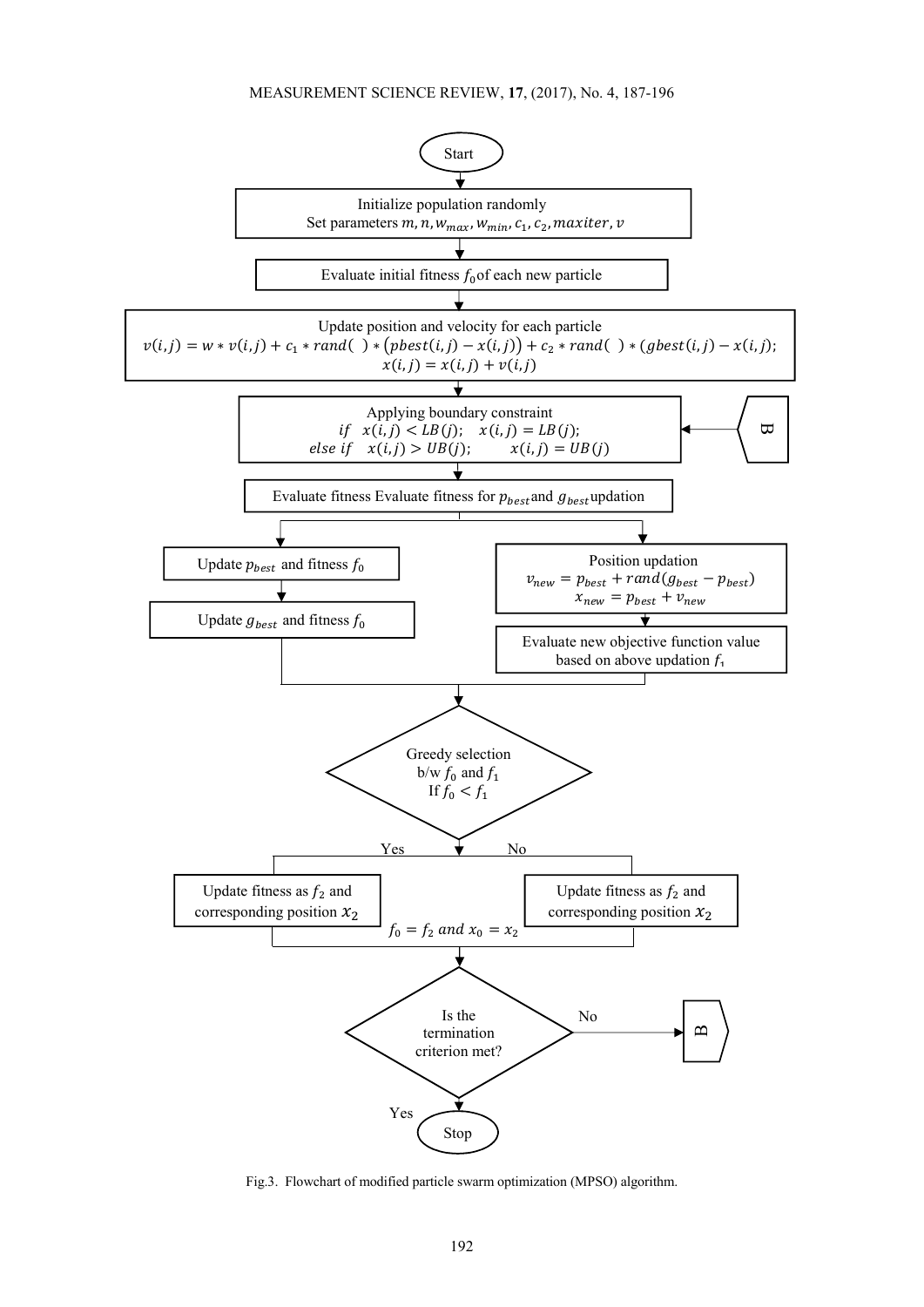Start

Initialize population randomly
Set parameters $m, n, w_{max}, w_{min}, c_1, c_2, maxiter, v$

Evaluate initial fitness $f_0$ of each new particle

Update position and velocity for each particle
$v(i,j) = w * v(i,j) + c_1 * rand(\ ) * (pbest(i,j) - x(i,j)) + c_2 * rand(\ ) * (gbest(i,j) - x(i,j);$
$x(i,j) = x(i,j) + v(i,j)$

Applying boundary constraint
$if \quad x(i,j) < LB(j); \quad x(i,j) = LB(j);$
$else\ if \quad x(i,j) > UB(j); \quad x(i,j) = UB(j)$

B

Evaluate fitness Evaluate fitness for $p_{best}$ and $g_{best}$ updation

Update $p_{best}$ and fitness $f_0$

Update $g_{best}$ and fitness $f_0$

Position updation
$v_{new} = p_{best} + rand(g_{best} - p_{best})$
$x_{new} = p_{best} + v_{new}$

Evaluate new objective function value based on above updation $f_1$

Greedy selection b/w $f_0$ and $f_1$
If $f_0 < f_1$

Yes | No

Update fitness as $f_2$ and corresponding position $x_2$

Update fitness as $f_2$ and corresponding position $x_2$

$f_0 = f_2$ and $x_0 = x_2$

Is the termination criterion met?

No → B

Yes

Stop

Fig.3. Flowchart of modified particle swarm optimization (MPSO) algorithm.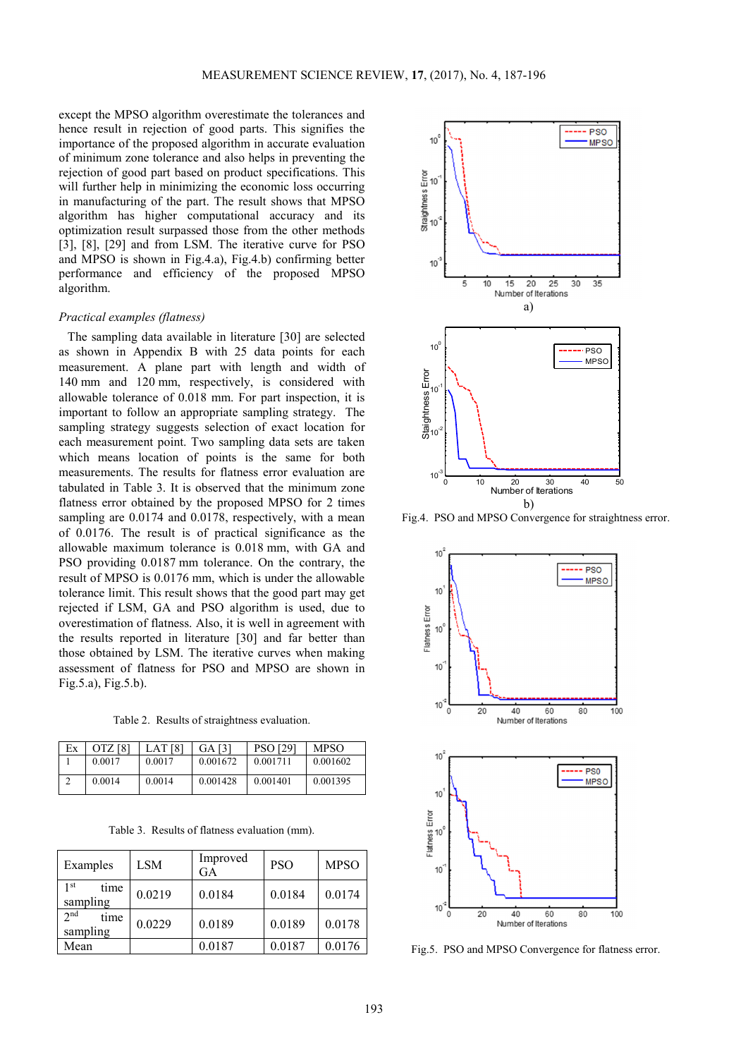except the MPSO algorithm overestimate the tolerances and hence result in rejection of good parts. This signifies the importance of the proposed algorithm in accurate evaluation of minimum zone tolerance and also helps in preventing the rejection of good part based on product specifications. This will further help in minimizing the economic loss occurring in manufacturing of the part. The result shows that MPSO algorithm has higher computational accuracy and its optimization result surpassed those from the other methods [3], [8], [29] and from LSM. The iterative curve for PSO and MPSO is shown in Fig.4.a), Fig.4.b) confirming better performance and efficiency of the proposed MPSO algorithm.

*Practical examples (flatness)*

The sampling data available in literature [30] are selected as shown in Appendix B with 25 data points for each measurement. A plane part with length and width of 140 mm and 120 mm, respectively, is considered with allowable tolerance of 0.018 mm. For part inspection, it is important to follow an appropriate sampling strategy. The sampling strategy suggests selection of exact location for each measurement point. Two sampling data sets are taken which means location of points is the same for both measurements. The results for flatness error evaluation are tabulated in Table 3. It is observed that the minimum zone flatness error obtained by the proposed MPSO for 2 times sampling are 0.0174 and 0.0178, respectively, with a mean of 0.0176. The result is of practical significance as the allowable maximum tolerance is 0.018 mm, with GA and PSO providing 0.0187 mm tolerance. On the contrary, the result of MPSO is 0.0176 mm, which is under the allowable tolerance limit. This result shows that the good part may get rejected if LSM, GA and PSO algorithm is used, due to overestimation of flatness. Also, it is well in agreement with the results reported in literature [30] and far better than those obtained by LSM. The iterative curves when making assessment of flatness for PSO and MPSO are shown in Fig.5.a), Fig.5.b).

Table 2. Results of straightness evaluation.

| Ex | OTZ [8] | LAT [8] | GA [3] | PSO [29] | MPSO |
|---|---|---|---|---|---|
| 1 | 0.0017 | 0.0017 | 0.001672 | 0.001711 | 0.001602 |
| 2 | 0.0014 | 0.0014 | 0.001428 | 0.001401 | 0.001395 |

Table 3. Results of flatness evaluation (mm).

| Examples | LSM | Improved GA | PSO | MPSO |
|---|---|---|---|---|
| 1st time sampling | 0.0219 | 0.0184 | 0.0184 | 0.0174 |
| 2nd time sampling | 0.0229 | 0.0189 | 0.0189 | 0.0178 |
| Mean | | 0.0187 | 0.0187 | 0.0176 |

Fig.4. PSO and MPSO Convergence for straightness error.

Fig.5. PSO and MPSO Convergence for flatness error.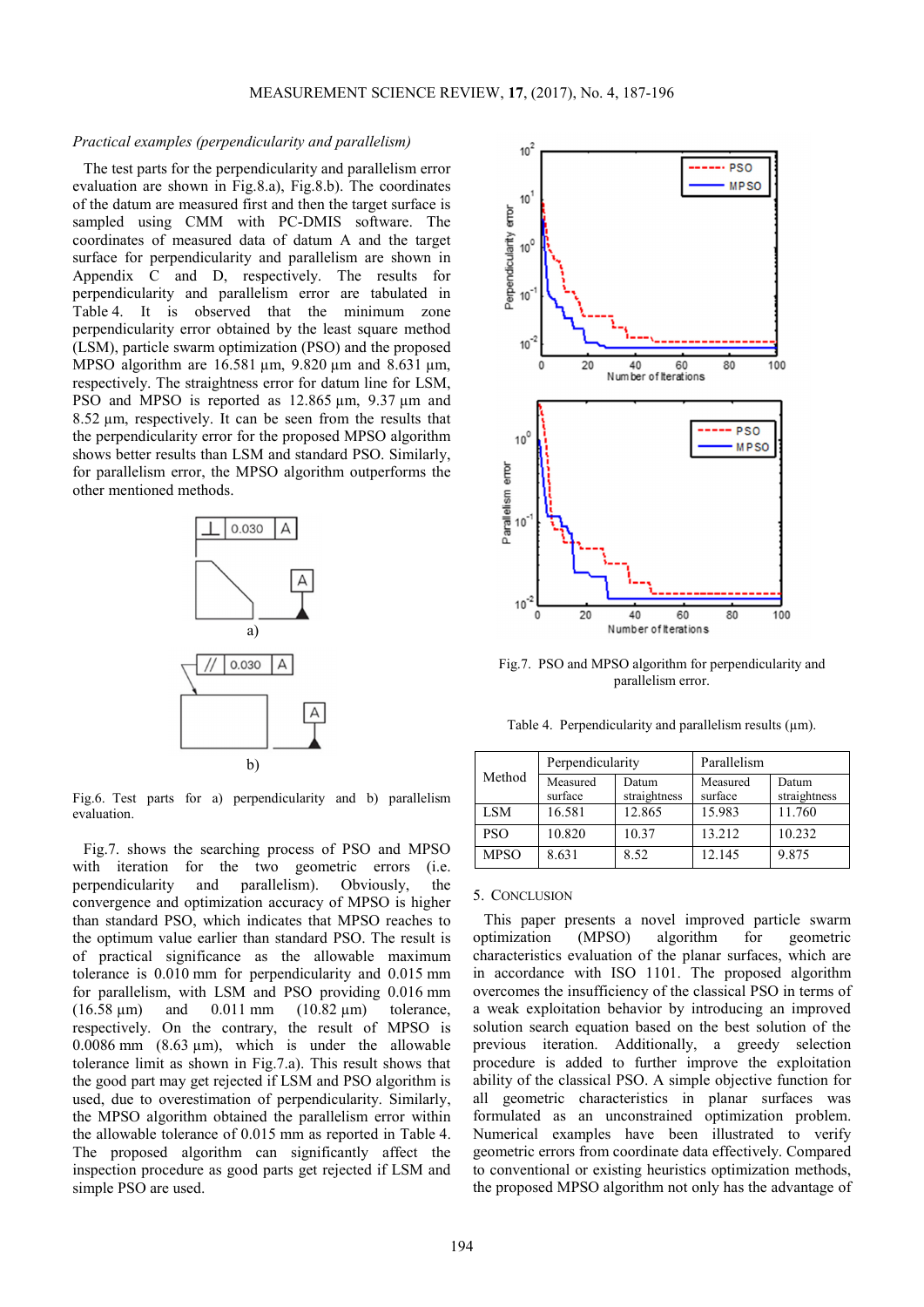*Practical examples (perpendicularity and parallelism)*

The test parts for the perpendicularity and parallelism error evaluation are shown in Fig.8.a), Fig.8.b). The coordinates of the datum are measured first and then the target surface is sampled using CMM with PC-DMIS software. The coordinates of measured data of datum A and the target surface for perpendicularity and parallelism are shown in Appendix C and D, respectively. The results for perpendicularity and parallelism error are tabulated in Table 4. It is observed that the minimum zone perpendicularity error obtained by the least square method (LSM), particle swarm optimization (PSO) and the proposed MPSO algorithm are 16.581 µm, 9.820 µm and 8.631 µm, respectively. The straightness error for datum line for LSM, PSO and MPSO is reported as 12.865 µm, 9.37 µm and 8.52 µm, respectively. It can be seen from the results that the perpendicularity error for the proposed MPSO algorithm shows better results than LSM and standard PSO. Similarly, for parallelism error, the MPSO algorithm outperforms the other mentioned methods.

Fig.6. Test parts for a) perpendicularity and b) parallelism evaluation.

Fig.7. shows the searching process of PSO and MPSO with iteration for the two geometric errors (i.e. perpendicularity and parallelism). Obviously, the convergence and optimization accuracy of MPSO is higher than standard PSO, which indicates that MPSO reaches to the optimum value earlier than standard PSO. The result is of practical significance as the allowable maximum tolerance is 0.010 mm for perpendicularity and 0.015 mm for parallelism, with LSM and PSO providing 0.016 mm (16.58 µm) and 0.011 mm (10.82 µm) tolerance, respectively. On the contrary, the result of MPSO is 0.0086 mm (8.63 µm), which is under the allowable tolerance limit as shown in Fig.7.a). This result shows that the good part may get rejected if LSM and PSO algorithm is used, due to overestimation of perpendicularity. Similarly, the MPSO algorithm obtained the parallelism error within the allowable tolerance of 0.015 mm as reported in Table 4. The proposed algorithm can significantly affect the inspection procedure as good parts get rejected if LSM and simple PSO are used.

Fig.7. PSO and MPSO algorithm for perpendicularity and parallelism error.

Table 4. Perpendicularity and parallelism results (µm).

| Method | Perpendicularity | | Parallelism | |
|---|---|---|---|---|
| | Measured surface | Datum straightness | Measured surface | Datum straightness |
| LSM | 16.581 | 12.865 | 15.983 | 11.760 |
| PSO | 10.820 | 10.37 | 13.212 | 10.232 |
| MPSO | 8.631 | 8.52 | 12.145 | 9.875 |

## 5. Conclusion

This paper presents a novel improved particle swarm optimization (MPSO) algorithm for geometric characteristics evaluation of the planar surfaces, which are in accordance with ISO 1101. The proposed algorithm overcomes the insufficiency of the classical PSO in terms of a weak exploitation behavior by introducing an improved solution search equation based on the best solution of the previous iteration. Additionally, a greedy selection procedure is added to further improve the exploitation ability of the classical PSO. A simple objective function for all geometric characteristics in planar surfaces was formulated as an unconstrained optimization problem. Numerical examples have been illustrated to verify geometric errors from coordinate data effectively. Compared to conventional or existing heuristics optimization methods, the proposed MPSO algorithm not only has the advantage of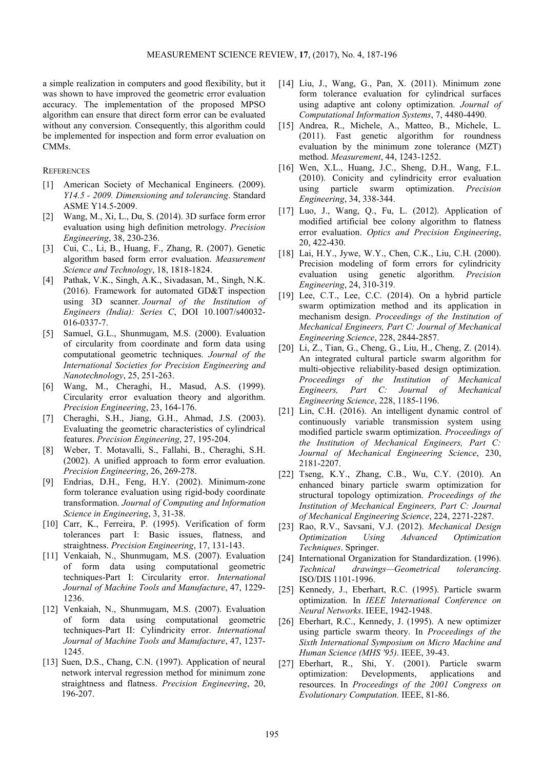a simple realization in computers and good flexibility, but it was shown to have improved the geometric error evaluation accuracy. The implementation of the proposed MPSO algorithm can ensure that direct form error can be evaluated without any conversion. Consequently, this algorithm could be implemented for inspection and form error evaluation on CMMs.

## REFERENCES

[1] American Society of Mechanical Engineers. (2009). *Y14.5 - 2009. Dimensioning and tolerancing*. Standard ASME Y14.5-2009.

[2] Wang, M., Xi, L., Du, S. (2014). 3D surface form error evaluation using high definition metrology. *Precision Engineering*, 38, 230-236.

[3] Cui, C., Li, B., Huang, F., Zhang, R. (2007). Genetic algorithm based form error evaluation. *Measurement Science and Technology*, 18, 1818-1824.

[4] Pathak, V.K., Singh, A.K., Sivadasan, M., Singh, N.K. (2016). Framework for automated GD&T inspection using 3D scanner. *Journal of the Institution of Engineers (India): Series C*, DOI 10.1007/s40032-016-0337-7.

[5] Samuel, G.L., Shunmugam, M.S. (2000). Evaluation of circularity from coordinate and form data using computational geometric techniques. *Journal of the International Societies for Precision Engineering and Nanotechnology*, 25, 251-263.

[6] Wang, M., Cheraghi, H., Masud, A.S. (1999). Circularity error evaluation theory and algorithm. *Precision Engineering*, 23, 164-176.

[7] Cheraghi, S.H., Jiang, G.H., Ahmad, J.S. (2003). Evaluating the geometric characteristics of cylindrical features. *Precision Engineering*, 27, 195-204.

[8] Weber, T. Motavalli, S., Fallahi, B., Cheraghi, S.H. (2002). A unified approach to form error evaluation. *Precision Engineering*, 26, 269-278.

[9] Endrias, D.H., Feng, H.Y. (2002). Minimum-zone form tolerance evaluation using rigid-body coordinate transformation. *Journal of Computing and Information Science in Engineering*, 3, 31-38.

[10] Carr, K., Ferreira, P. (1995). Verification of form tolerances part I: Basic issues, flatness, and straightness. *Precision Engineering*, 17, 131-143.

[11] Venkaiah, N., Shunmugam, M.S. (2007). Evaluation of form data using computational geometric techniques-Part I: Circularity error. *International Journal of Machine Tools and Manufacture*, 47, 1229-1236.

[12] Venkaiah, N., Shunmugam, M.S. (2007). Evaluation of form data using computational geometric techniques-Part II: Cylindricity error. *International Journal of Machine Tools and Manufacture*, 47, 1237-1245.

[13] Suen, D.S., Chang, C.N. (1997). Application of neural network interval regression method for minimum zone straightness and flatness. *Precision Engineering*, 20, 196-207.

[14] Liu, J., Wang, G., Pan, X. (2011). Minimum zone form tolerance evaluation for cylindrical surfaces using adaptive ant colony optimization. *Journal of Computational Information Systems*, 7, 4480-4490.

[15] Andrea, R., Michele, A., Matteo, B., Michele, L. (2011). Fast genetic algorithm for roundness evaluation by the minimum zone tolerance (MZT) method. *Measurement*, 44, 1243-1252.

[16] Wen, X.L., Huang, J.C., Sheng, D.H., Wang, F.L. (2010). Conicity and cylindricity error evaluation using particle swarm optimization. *Precision Engineering*, 34, 338-344.

[17] Luo, J., Wang, Q., Fu, L. (2012). Application of modified artificial bee colony algorithm to flatness error evaluation. *Optics and Precision Engineering*, 20, 422-430.

[18] Lai, H.Y., Jywe, W.Y., Chen, C.K., Liu, C.H. (2000). Precision modeling of form errors for cylindricity evaluation using genetic algorithm. *Precision Engineering*, 24, 310-319.

[19] Lee, C.T., Lee, C.C. (2014). On a hybrid particle swarm optimization method and its application in mechanism design. *Proceedings of the Institution of Mechanical Engineers, Part C: Journal of Mechanical Engineering Science*, 228, 2844-2857.

[20] Li, Z., Tian, G., Cheng, G., Liu, H., Cheng, Z. (2014). An integrated cultural particle swarm algorithm for multi-objective reliability-based design optimization. *Proceedings of the Institution of Mechanical Engineers, Part C: Journal of Mechanical Engineering Science*, 228, 1185-1196.

[21] Lin, C.H. (2016). An intelligent dynamic control of continuously variable transmission system using modified particle swarm optimization. *Proceedings of the Institution of Mechanical Engineers, Part C: Journal of Mechanical Engineering Science*, 230, 2181-2207.

[22] Tseng, K.Y., Zhang, C.B., Wu, C.Y. (2010). An enhanced binary particle swarm optimization for structural topology optimization. *Proceedings of the Institution of Mechanical Engineers, Part C: Journal of Mechanical Engineering Science*, 224, 2271-2287.

[23] Rao, R.V., Savsani, V.J. (2012). *Mechanical Design Optimization Using Advanced Optimization Techniques*. Springer.

[24] International Organization for Standardization. (1996). *Technical drawings—Geometrical tolerancing*. ISO/DIS 1101-1996.

[25] Kennedy, J., Eberhart, R.C. (1995). Particle swarm optimization. In *IEEE International Conference on Neural Networks*. IEEE, 1942-1948.

[26] Eberhart, R.C., Kennedy, J. (1995). A new optimizer using particle swarm theory. In *Proceedings of the Sixth International Symposium on Micro Machine and Human Science (MHS '95)*. IEEE, 39-43.

[27] Eberhart, R., Shi, Y. (2001). Particle swarm optimization: Developments, applications and resources. In *Proceedings of the 2001 Congress on Evolutionary Computation.* IEEE, 81-86.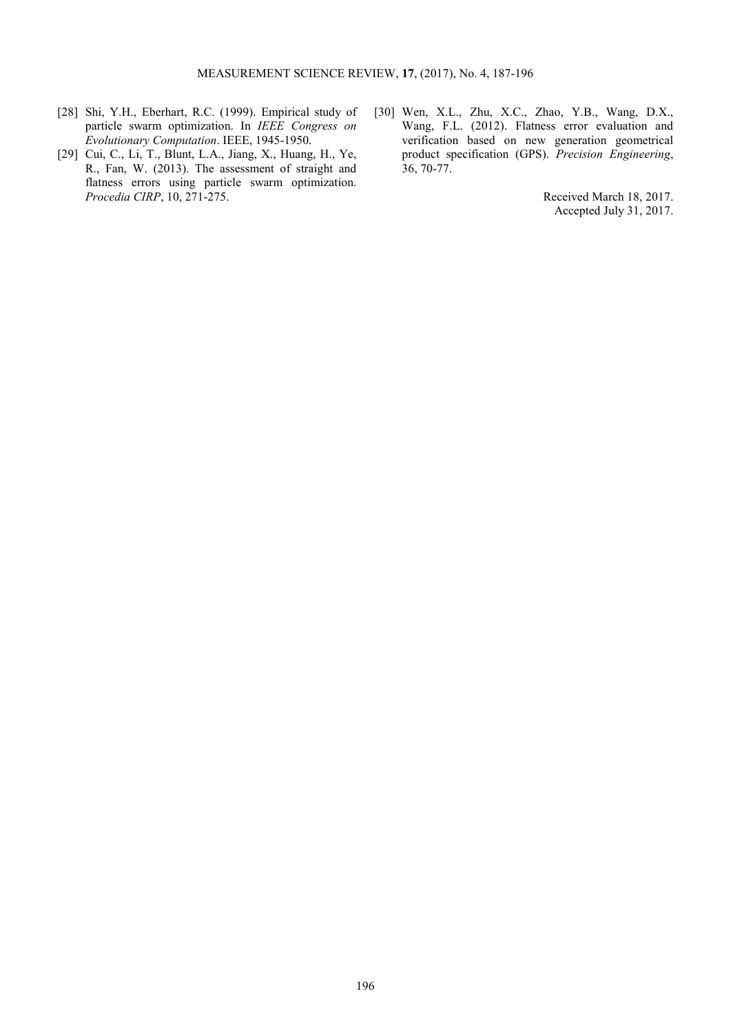[28] Shi, Y.H., Eberhart, R.C. (1999). Empirical study of particle swarm optimization. In *IEEE Congress on Evolutionary Computation*. IEEE, 1945-1950.

[29] Cui, C., Li, T., Blunt, L.A., Jiang, X., Huang, H., Ye, R., Fan, W. (2013). The assessment of straight and flatness errors using particle swarm optimization. *Procedia CIRP*, 10, 271-275.

[30] Wen, X.L., Zhu, X.C., Zhao, Y.B., Wang, D.X., Wang, F.L. (2012). Flatness error evaluation and verification based on new generation geometrical product specification (GPS). *Precision Engineering*, 36, 70-77.

Received March 18, 2017.
Accepted July 31, 2017.